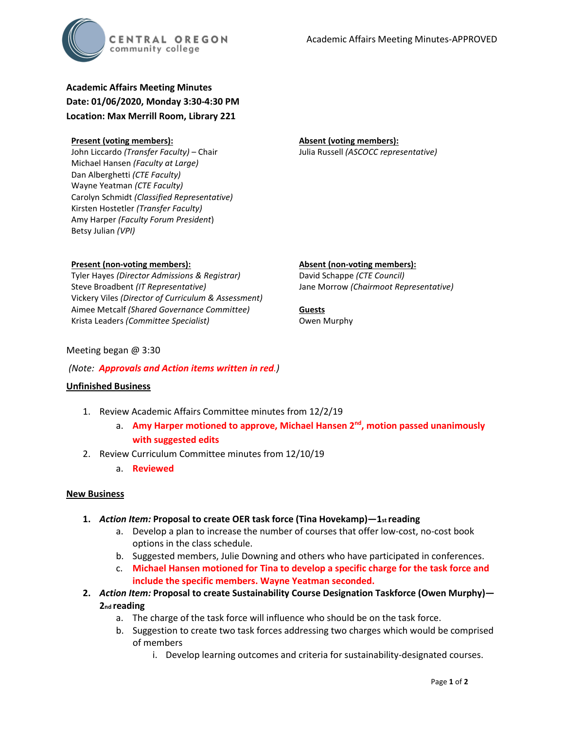# Academic Affairs Meeting Minutes

**Date: 01/06/2020, Monday 3:30-4:30 PM**
**Location: Max Merrill Room, Library 221**

**Present (voting members):**
John Liccardo *(Transfer Faculty)* – Chair
Michael Hansen *(Faculty at Large)*
Dan Alberghetti *(CTE Faculty)*
Wayne Yeatman *(CTE Faculty)*
Carolyn Schmidt *(Classified Representative)*
Kirsten Hostetler *(Transfer Faculty)*
Amy Harper *(Faculty Forum President)*
Betsy Julian *(VPI)*

**Absent (voting members):**
Julia Russell *(ASCOCC representative)*

**Present (non-voting members):**
Tyler Hayes *(Director Admissions & Registrar)*
Steve Broadbent *(IT Representative)*
Vickery Viles *(Director of Curriculum & Assessment)*
Aimee Metcalf *(Shared Governance Committee)*
Krista Leaders *(Committee Specialist)*

**Absent (non-voting members):**
David Schappe *(CTE Council)*
Jane Morrow *(Chairmoot Representative)*

**Guests**
Owen Murphy

Meeting began @ 3:30

*(Note: **Approvals and Action items written in red**.)*

## Unfinished Business

1. Review Academic Affairs Committee minutes from 12/2/19
   a. **Amy Harper motioned to approve, Michael Hansen 2nd, motion passed unanimously with suggested edits**
2. Review Curriculum Committee minutes from 12/10/19
   a. **Reviewed**

## New Business

1. ***Action Item:*** **Proposal to create OER task force (Tina Hovekamp)—1st reading**
   a. Develop a plan to increase the number of courses that offer low-cost, no-cost book options in the class schedule.
   b. Suggested members, Julie Downing and others who have participated in conferences.
   c. **Michael Hansen motioned for Tina to develop a specific charge for the task force and include the specific members. Wayne Yeatman seconded.**
2. ***Action Item:*** **Proposal to create Sustainability Course Designation Taskforce (Owen Murphy)—2nd reading**
   a. The charge of the task force will influence who should be on the task force.
   b. Suggestion to create two task forces addressing two charges which would be comprised of members
      i. Develop learning outcomes and criteria for sustainability-designated courses.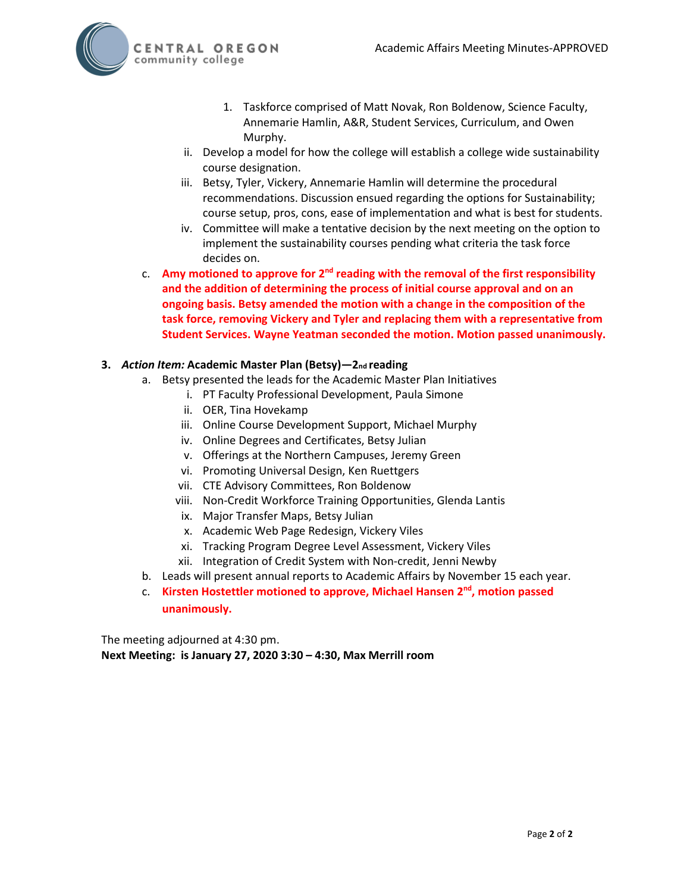1. Taskforce comprised of Matt Novak, Ron Boldenow, Science Faculty, Annemarie Hamlin, A&R, Student Services, Curriculum, and Owen Murphy.

ii. Develop a model for how the college will establish a college wide sustainability course designation.

iii. Betsy, Tyler, Vickery, Annemarie Hamlin will determine the procedural recommendations. Discussion ensued regarding the options for Sustainability; course setup, pros, cons, ease of implementation and what is best for students.

iv. Committee will make a tentative decision by the next meeting on the option to implement the sustainability courses pending what criteria the task force decides on.

c. **Amy motioned to approve for 2nd reading with the removal of the first responsibility and the addition of determining the process of initial course approval and on an ongoing basis. Betsy amended the motion with a change in the composition of the task force, removing Vickery and Tyler and replacing them with a representative from Student Services. Wayne Yeatman seconded the motion. Motion passed unanimously.**

**3. *Action Item:* Academic Master Plan (Betsy)—2nd reading**

a. Betsy presented the leads for the Academic Master Plan Initiatives

i. PT Faculty Professional Development, Paula Simone

ii. OER, Tina Hovekamp

iii. Online Course Development Support, Michael Murphy

iv. Online Degrees and Certificates, Betsy Julian

v. Offerings at the Northern Campuses, Jeremy Green

vi. Promoting Universal Design, Ken Ruettgers

vii. CTE Advisory Committees, Ron Boldenow

viii. Non-Credit Workforce Training Opportunities, Glenda Lantis

ix. Major Transfer Maps, Betsy Julian

x. Academic Web Page Redesign, Vickery Viles

xi. Tracking Program Degree Level Assessment, Vickery Viles

xii. Integration of Credit System with Non-credit, Jenni Newby

b. Leads will present annual reports to Academic Affairs by November 15 each year.

c. **Kirsten Hostettler motioned to approve, Michael Hansen 2nd, motion passed unanimously.**

The meeting adjourned at 4:30 pm.

**Next Meeting: is January 27, 2020 3:30 – 4:30, Max Merrill room**